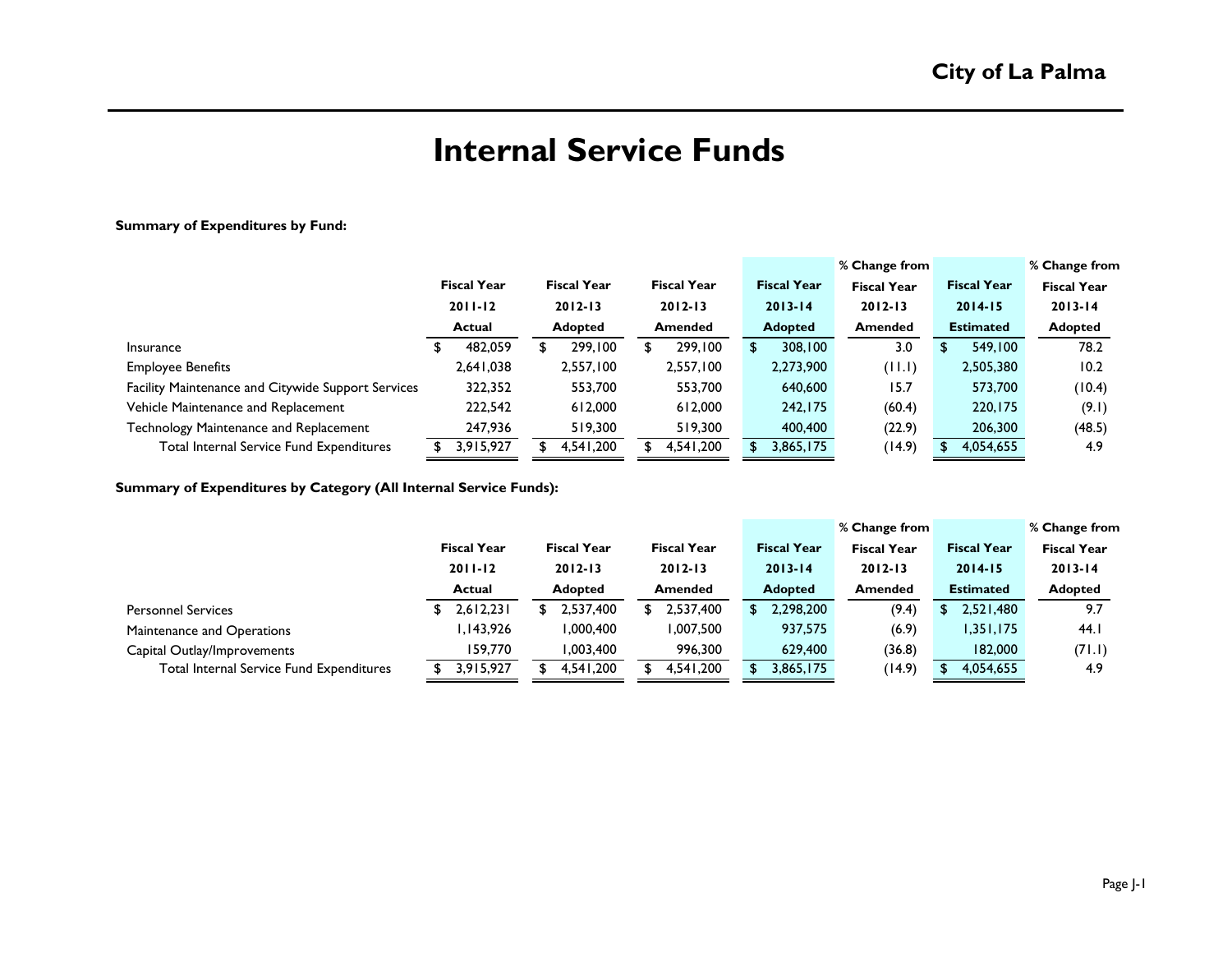# Internal Service Funds

**Summary of Expenditures by Fund:**

| | Fiscal Year 2011-12 Actual | Fiscal Year 2012-13 Adopted | Fiscal Year 2012-13 Amended | Fiscal Year 2013-14 Adopted | % Change from Fiscal Year 2012-13 Amended | Fiscal Year 2014-15 Estimated | % Change from Fiscal Year 2013-14 Adopted |
|---|---|---|---|---|---|---|---|
| Insurance | $ 482,059 | $ 299,100 | $ 299,100 | $ 308,100 | 3.0 | $ 549,100 | 78.2 |
| Employee Benefits | 2,641,038 | 2,557,100 | 2,557,100 | 2,273,900 | (11.1) | 2,505,380 | 10.2 |
| Facility Maintenance and Citywide Support Services | 322,352 | 553,700 | 553,700 | 640,600 | 15.7 | 573,700 | (10.4) |
| Vehicle Maintenance and Replacement | 222,542 | 612,000 | 612,000 | 242,175 | (60.4) | 220,175 | (9.1) |
| Technology Maintenance and Replacement | 247,936 | 519,300 | 519,300 | 400,400 | (22.9) | 206,300 | (48.5) |
| Total Internal Service Fund Expenditures | $ 3,915,927 | $ 4,541,200 | $ 4,541,200 | $ 3,865,175 | (14.9) | $ 4,054,655 | 4.9 |

**Summary of Expenditures by Category (All Internal Service Funds):**

| | Fiscal Year 2011-12 Actual | Fiscal Year 2012-13 Adopted | Fiscal Year 2012-13 Amended | Fiscal Year 2013-14 Adopted | % Change from Fiscal Year 2012-13 Amended | Fiscal Year 2014-15 Estimated | % Change from Fiscal Year 2013-14 Adopted |
|---|---|---|---|---|---|---|---|
| Personnel Services | $ 2,612,231 | $ 2,537,400 | $ 2,537,400 | $ 2,298,200 | (9.4) | $ 2,521,480 | 9.7 |
| Maintenance and Operations | 1,143,926 | 1,000,400 | 1,007,500 | 937,575 | (6.9) | 1,351,175 | 44.1 |
| Capital Outlay/Improvements | 159,770 | 1,003,400 | 996,300 | 629,400 | (36.8) | 182,000 | (71.1) |
| Total Internal Service Fund Expenditures | $ 3,915,927 | $ 4,541,200 | $ 4,541,200 | $ 3,865,175 | (14.9) | $ 4,054,655 | 4.9 |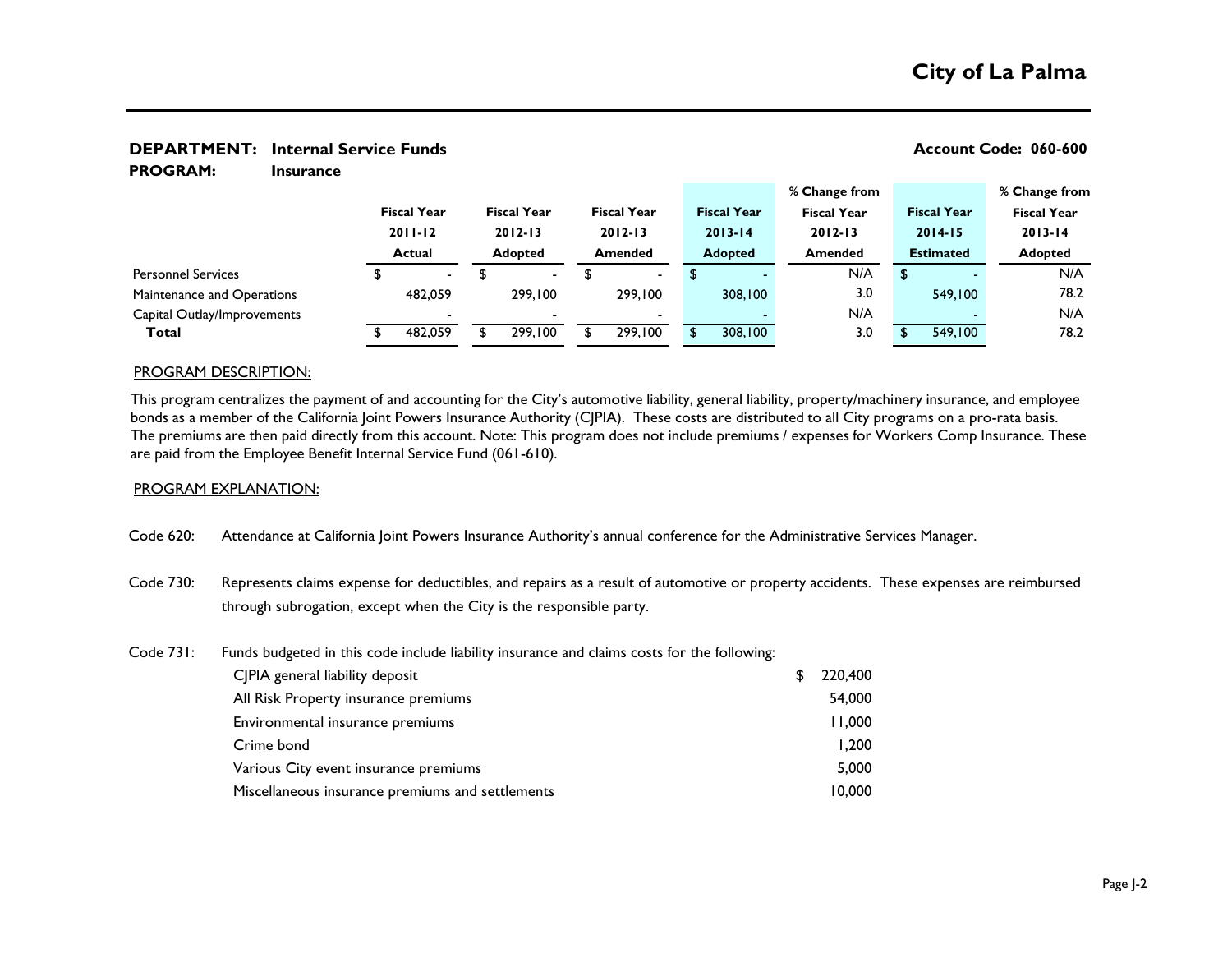# City of La Palma

**DEPARTMENT: Internal Service Funds** **Account Code: 060-600**

**PROGRAM: Insurance**

| | Fiscal Year 2011-12 Actual | Fiscal Year 2012-13 Adopted | Fiscal Year 2012-13 Amended | Fiscal Year 2013-14 Adopted | % Change from Fiscal Year 2012-13 Amended | Fiscal Year 2014-15 Estimated | % Change from Fiscal Year 2013-14 Adopted |
|---|---|---|---|---|---|---|---|
| Personnel Services | $ - | $ - | $ - | $ - | N/A | $ - | N/A |
| Maintenance and Operations | 482,059 | 299,100 | 299,100 | 308,100 | 3.0 | 549,100 | 78.2 |
| Capital Outlay/Improvements | - | - | - | - | N/A | - | N/A |
| **Total** | $ 482,059 | $ 299,100 | $ 299,100 | $ 308,100 | 3.0 | $ 549,100 | 78.2 |

PROGRAM DESCRIPTION:

This program centralizes the payment of and accounting for the City's automotive liability, general liability, property/machinery insurance, and employee bonds as a member of the California Joint Powers Insurance Authority (CJPIA). These costs are distributed to all City programs on a pro-rata basis. The premiums are then paid directly from this account. Note: This program does not include premiums / expenses for Workers Comp Insurance. These are paid from the Employee Benefit Internal Service Fund (061-610).

PROGRAM EXPLANATION:

Code 620: Attendance at California Joint Powers Insurance Authority's annual conference for the Administrative Services Manager.

Code 730: Represents claims expense for deductibles, and repairs as a result of automotive or property accidents. These expenses are reimbursed through subrogation, except when the City is the responsible party.

Code 731: Funds budgeted in this code include liability insurance and claims costs for the following:

| | |
|---|---|
| CJPIA general liability deposit | $ 220,400 |
| All Risk Property insurance premiums | 54,000 |
| Environmental insurance premiums | 11,000 |
| Crime bond | 1,200 |
| Various City event insurance premiums | 5,000 |
| Miscellaneous insurance premiums and settlements | 10,000 |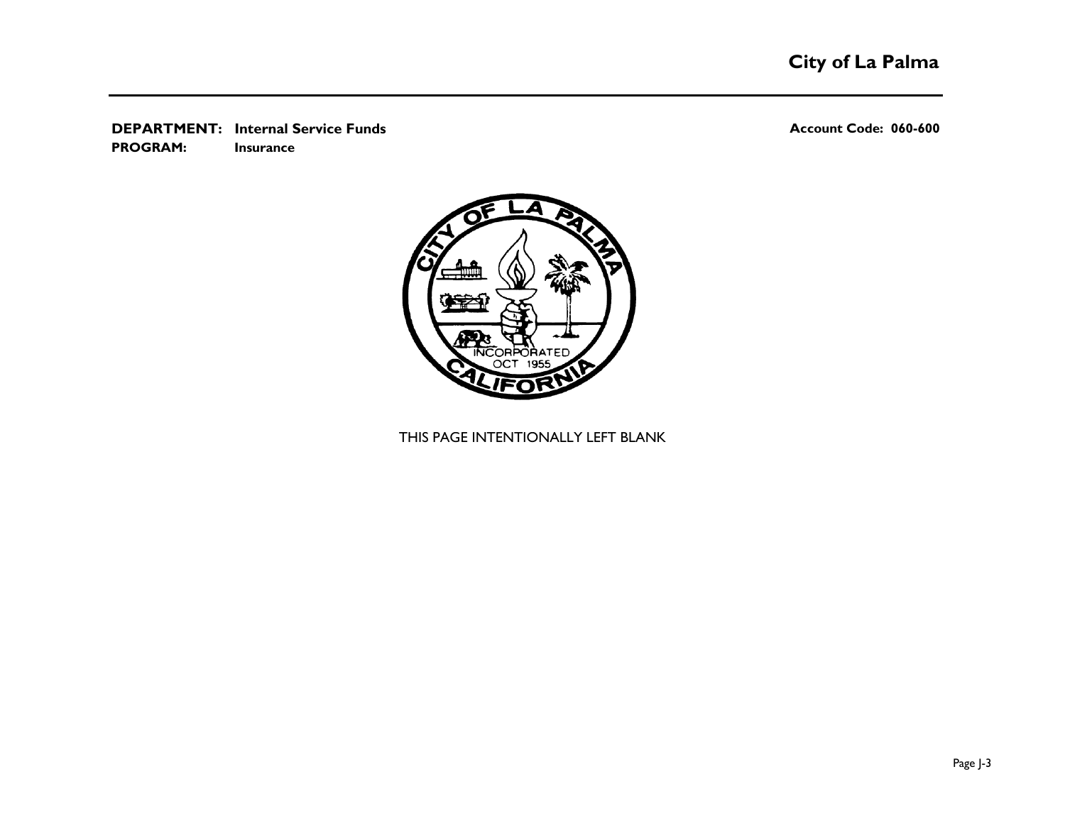**DEPARTMENT:** **Internal Service Funds** **Account Code: 060-600**
**PROGRAM:** **Insurance**

THIS PAGE INTENTIONALLY LEFT BLANK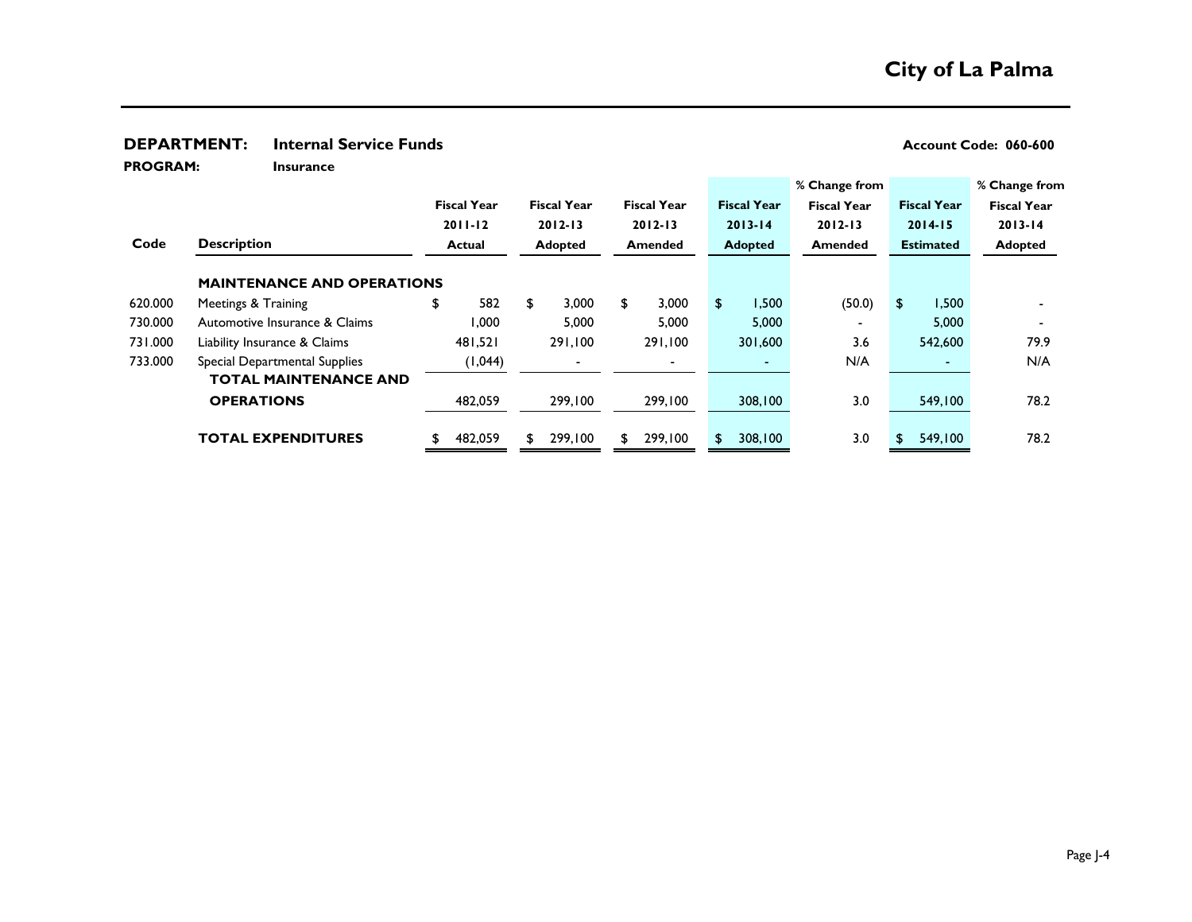# City of La Palma

**DEPARTMENT:** Internal Service Funds **Account Code: 060-600**

**PROGRAM:** Insurance

| Code | Description | Fiscal Year 2011-12 Actual | Fiscal Year 2012-13 Adopted | Fiscal Year 2012-13 Amended | Fiscal Year 2013-14 Adopted | % Change from Fiscal Year 2012-13 Amended | Fiscal Year 2014-15 Estimated | % Change from Fiscal Year 2013-14 Adopted |
|---|---|---|---|---|---|---|---|---|
| | **MAINTENANCE AND OPERATIONS** | | | | | | | |
| 620.000 | Meetings & Training | $ 582 | $ 3,000 | $ 3,000 | $ 1,500 | (50.0) | $ 1,500 | - |
| 730.000 | Automotive Insurance & Claims | 1,000 | 5,000 | 5,000 | 5,000 | - | 5,000 | - |
| 731.000 | Liability Insurance & Claims | 481,521 | 291,100 | 291,100 | 301,600 | 3.6 | 542,600 | 79.9 |
| 733.000 | Special Departmental Supplies | (1,044) | - | - | - | N/A | - | N/A |
| | **TOTAL MAINTENANCE AND OPERATIONS** | 482,059 | 299,100 | 299,100 | 308,100 | 3.0 | 549,100 | 78.2 |
| | **TOTAL EXPENDITURES** | $ 482,059 | $ 299,100 | $ 299,100 | $ 308,100 | 3.0 | $ 549,100 | 78.2 |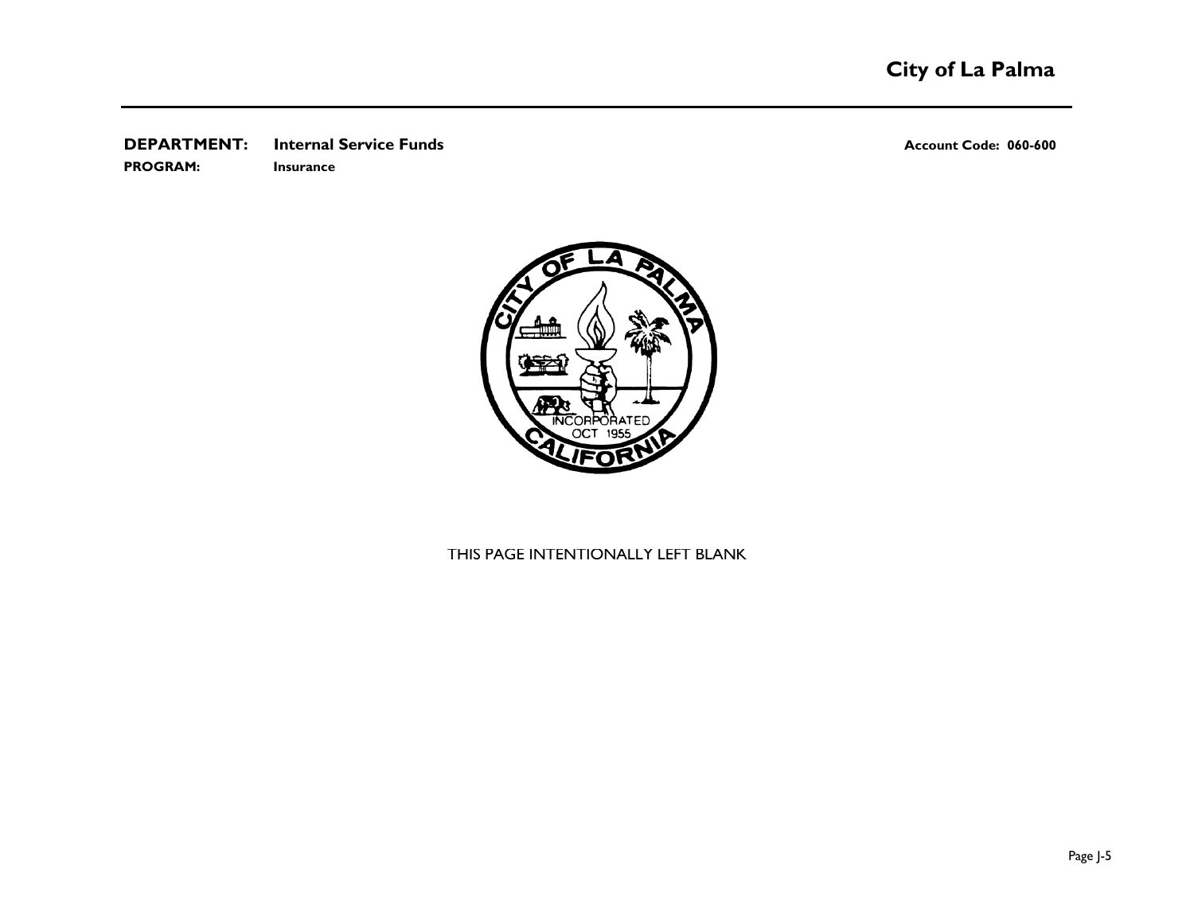**DEPARTMENT:** **Internal Service Funds** **Account Code: 060-600**

**PROGRAM:** **Insurance**

THIS PAGE INTENTIONALLY LEFT BLANK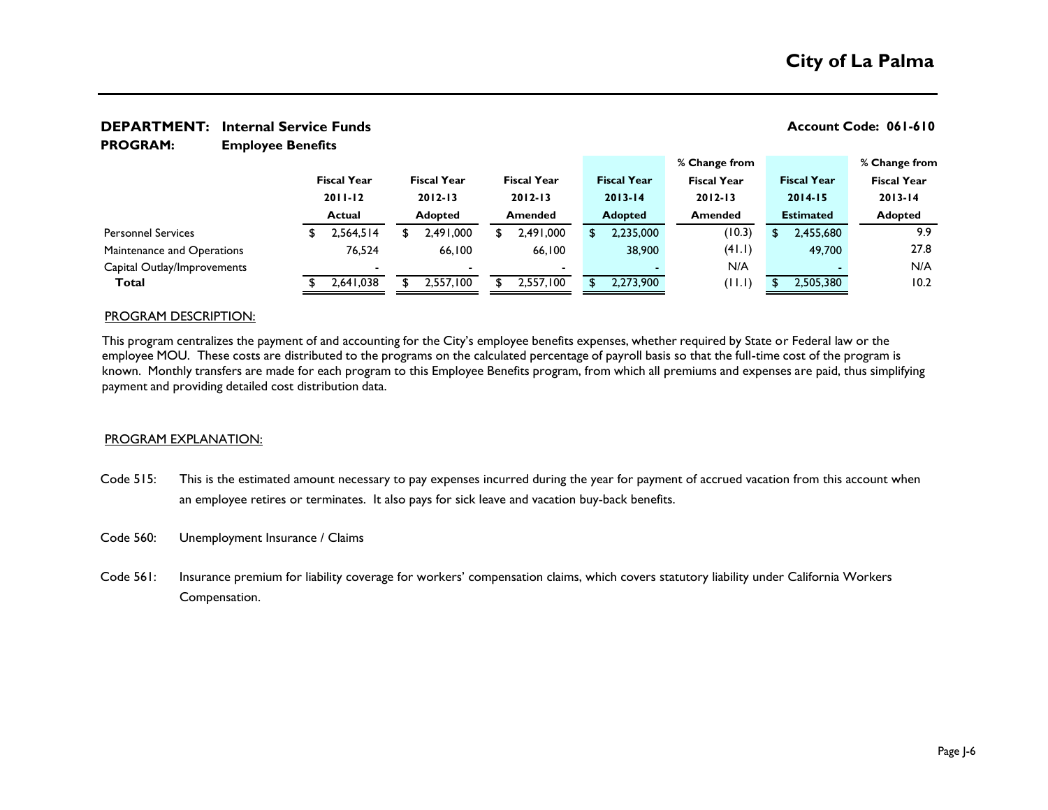# City of La Palma

**DEPARTMENT: Internal Service Funds** **Account Code: 061-610**
**PROGRAM: Employee Benefits**

| | Fiscal Year 2011-12 Actual | Fiscal Year 2012-13 Adopted | Fiscal Year 2012-13 Amended | Fiscal Year 2013-14 Adopted | % Change from Fiscal Year 2012-13 Amended | Fiscal Year 2014-15 Estimated | % Change from Fiscal Year 2013-14 Adopted |
|---|---|---|---|---|---|---|---|
| Personnel Services | $ 2,564,514 | $ 2,491,000 | $ 2,491,000 | $ 2,235,000 | (10.3) | $ 2,455,680 | 9.9 |
| Maintenance and Operations | 76,524 | 66,100 | 66,100 | 38,900 | (41.1) | 49,700 | 27.8 |
| Capital Outlay/Improvements | - | - | - | - | N/A | - | N/A |
| **Total** | $ 2,641,038 | $ 2,557,100 | $ 2,557,100 | $ 2,273,900 | (11.1) | $ 2,505,380 | 10.2 |

PROGRAM DESCRIPTION:

This program centralizes the payment of and accounting for the City's employee benefits expenses, whether required by State or Federal law or the employee MOU. These costs are distributed to the programs on the calculated percentage of payroll basis so that the full-time cost of the program is known. Monthly transfers are made for each program to this Employee Benefits program, from which all premiums and expenses are paid, thus simplifying payment and providing detailed cost distribution data.

PROGRAM EXPLANATION:

Code 515: This is the estimated amount necessary to pay expenses incurred during the year for payment of accrued vacation from this account when an employee retires or terminates. It also pays for sick leave and vacation buy-back benefits.

Code 560: Unemployment Insurance / Claims

Code 561: Insurance premium for liability coverage for workers' compensation claims, which covers statutory liability under California Workers Compensation.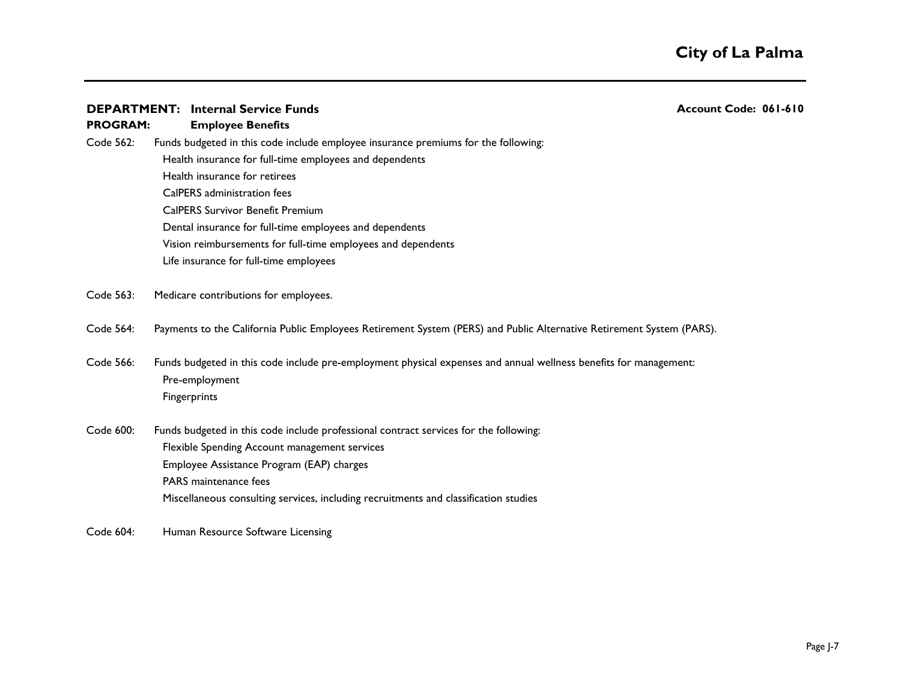**DEPARTMENT: Internal Service Funds** **Account Code: 061-610**

**PROGRAM: Employee Benefits**

Code 562: Funds budgeted in this code include employee insurance premiums for the following:

- Health insurance for full-time employees and dependents
- Health insurance for retirees
- CalPERS administration fees
- CalPERS Survivor Benefit Premium
- Dental insurance for full-time employees and dependents
- Vision reimbursements for full-time employees and dependents
- Life insurance for full-time employees

Code 563: Medicare contributions for employees.

Code 564: Payments to the California Public Employees Retirement System (PERS) and Public Alternative Retirement System (PARS).

Code 566: Funds budgeted in this code include pre-employment physical expenses and annual wellness benefits for management:

- Pre-employment
- Fingerprints

Code 600: Funds budgeted in this code include professional contract services for the following:

- Flexible Spending Account management services
- Employee Assistance Program (EAP) charges
- PARS maintenance fees
- Miscellaneous consulting services, including recruitments and classification studies

Code 604: Human Resource Software Licensing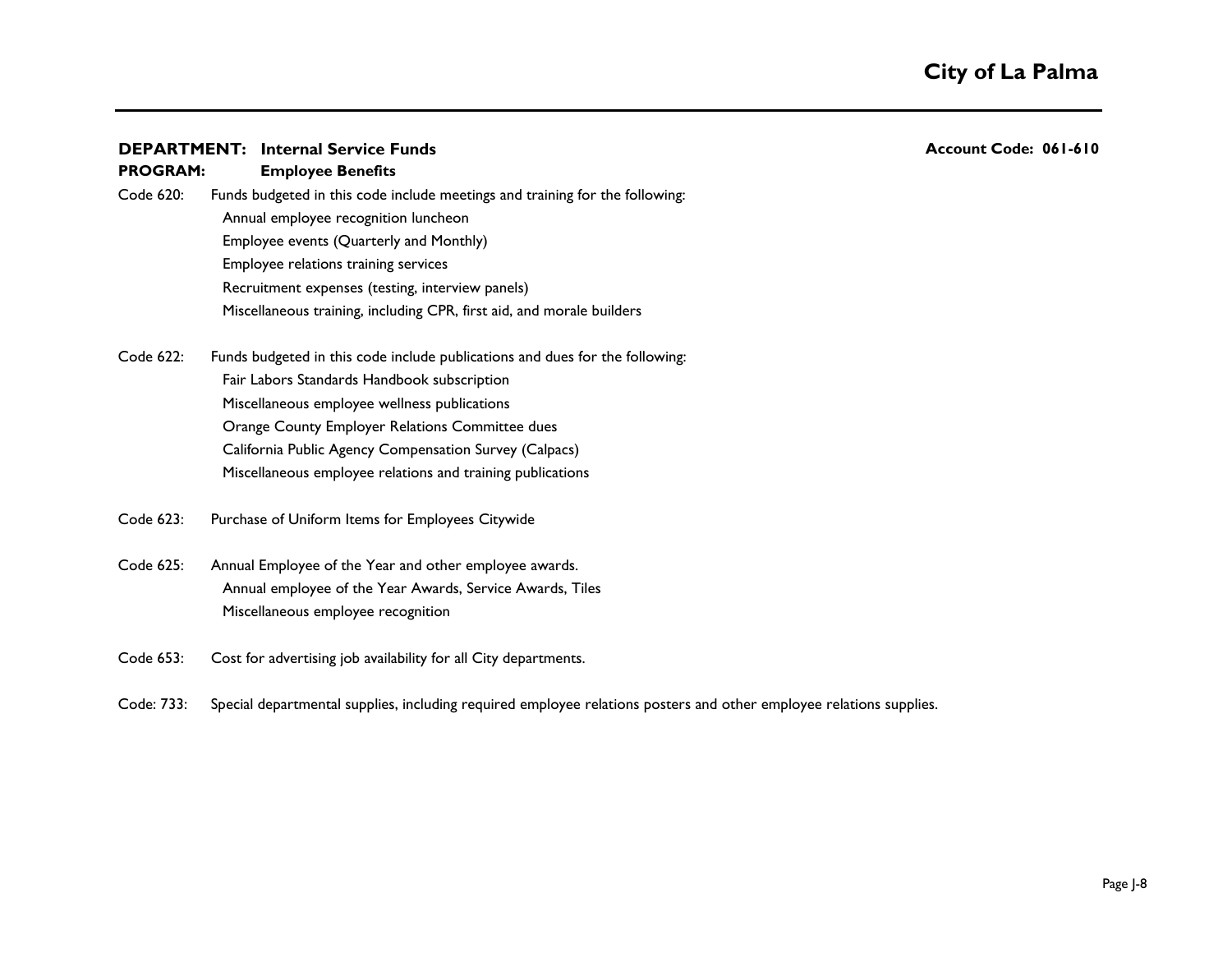**DEPARTMENT: Internal Service Funds** **Account Code: 061-610**

**PROGRAM: Employee Benefits**

Code 620: Funds budgeted in this code include meetings and training for the following:

- Annual employee recognition luncheon
- Employee events (Quarterly and Monthly)
- Employee relations training services
- Recruitment expenses (testing, interview panels)
- Miscellaneous training, including CPR, first aid, and morale builders

Code 622: Funds budgeted in this code include publications and dues for the following:

- Fair Labors Standards Handbook subscription
- Miscellaneous employee wellness publications
- Orange County Employer Relations Committee dues
- California Public Agency Compensation Survey (Calpacs)
- Miscellaneous employee relations and training publications

Code 623: Purchase of Uniform Items for Employees Citywide

Code 625: Annual Employee of the Year and other employee awards.

- Annual employee of the Year Awards, Service Awards, Tiles
- Miscellaneous employee recognition

Code 653: Cost for advertising job availability for all City departments.

Code: 733: Special departmental supplies, including required employee relations posters and other employee relations supplies.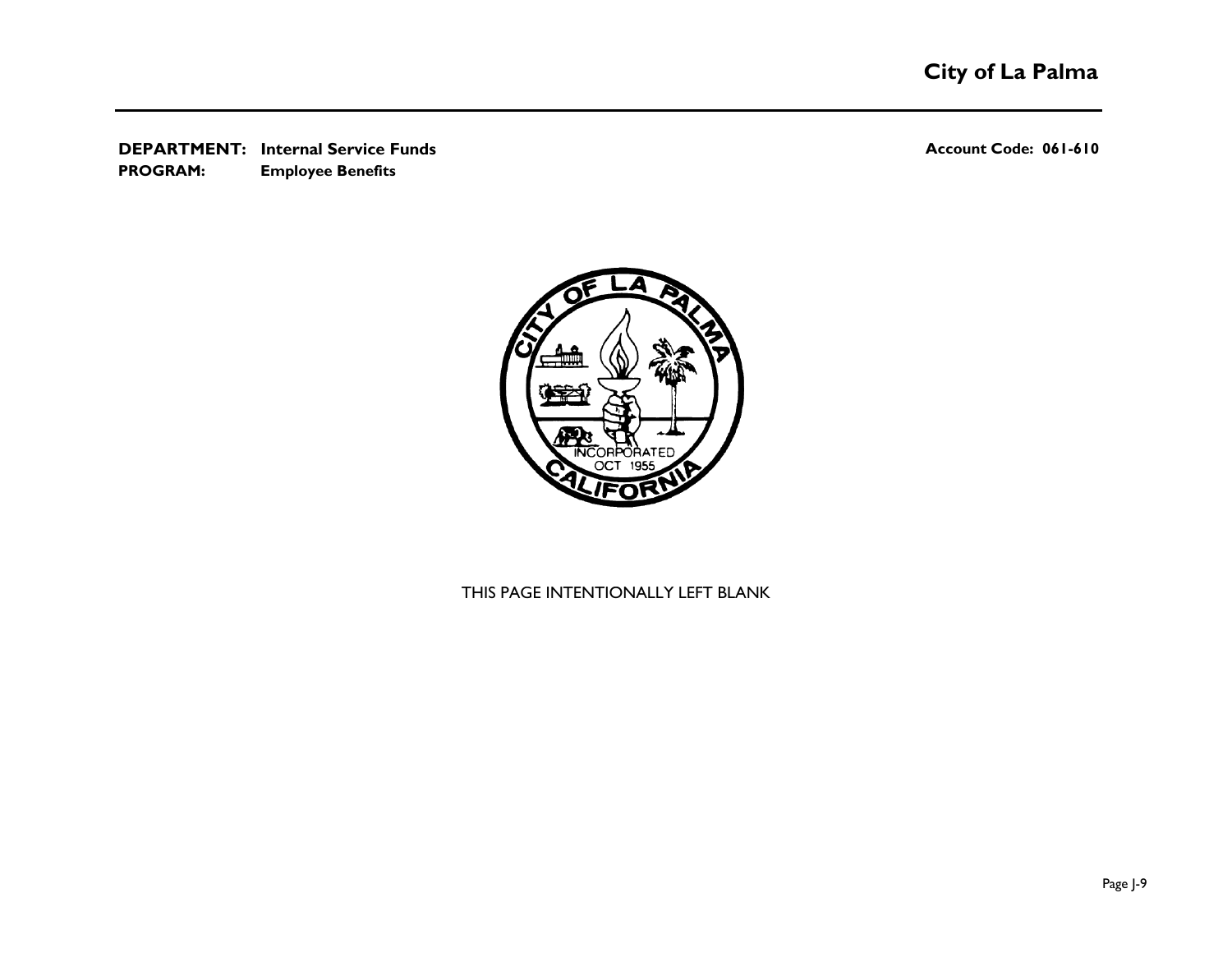**DEPARTMENT:** Internal Service Funds **Account Code: 061-610**

**PROGRAM:** Employee Benefits

THIS PAGE INTENTIONALLY LEFT BLANK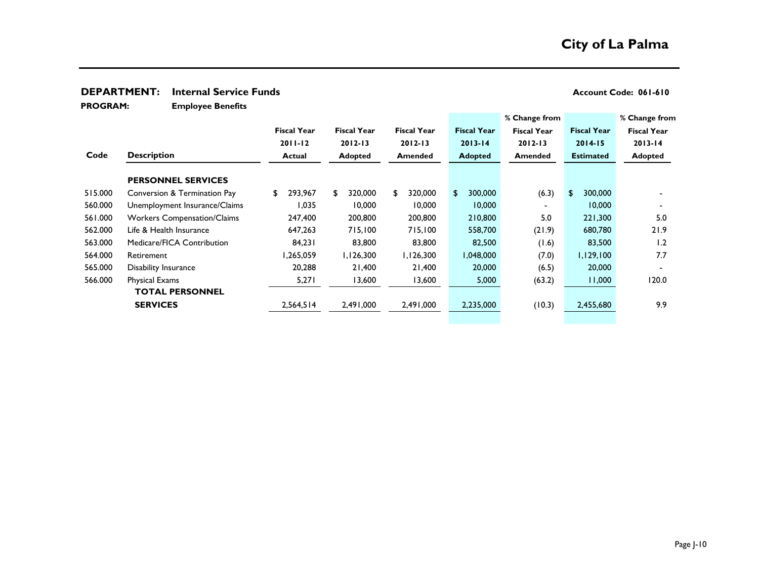# City of La Palma

**DEPARTMENT:** **Internal Service Funds** **Account Code: 061-610**

**PROGRAM:** **Employee Benefits**

| Code | Description | Fiscal Year 2011-12 Actual | Fiscal Year 2012-13 Adopted | Fiscal Year 2012-13 Amended | Fiscal Year 2013-14 Adopted | % Change from Fiscal Year 2012-13 Amended | Fiscal Year 2014-15 Estimated | % Change from Fiscal Year 2013-14 Adopted |
|---|---|---|---|---|---|---|---|---|
| | **PERSONNEL SERVICES** | | | | | | | |
| 515.000 | Conversion & Termination Pay | $ 293,967 | $ 320,000 | $ 320,000 | $ 300,000 | (6.3) | $ 300,000 | - |
| 560.000 | Unemployment Insurance/Claims | 1,035 | 10,000 | 10,000 | 10,000 | - | 10,000 | - |
| 561.000 | Workers Compensation/Claims | 247,400 | 200,800 | 200,800 | 210,800 | 5.0 | 221,300 | 5.0 |
| 562.000 | Life & Health Insurance | 647,263 | 715,100 | 715,100 | 558,700 | (21.9) | 680,780 | 21.9 |
| 563.000 | Medicare/FICA Contribution | 84,231 | 83,800 | 83,800 | 82,500 | (1.6) | 83,500 | 1.2 |
| 564.000 | Retirement | 1,265,059 | 1,126,300 | 1,126,300 | 1,048,000 | (7.0) | 1,129,100 | 7.7 |
| 565.000 | Disability Insurance | 20,288 | 21,400 | 21,400 | 20,000 | (6.5) | 20,000 | - |
| 566.000 | Physical Exams | 5,271 | 13,600 | 13,600 | 5,000 | (63.2) | 11,000 | 120.0 |
| | **TOTAL PERSONNEL SERVICES** | 2,564,514 | 2,491,000 | 2,491,000 | 2,235,000 | (10.3) | 2,455,680 | 9.9 |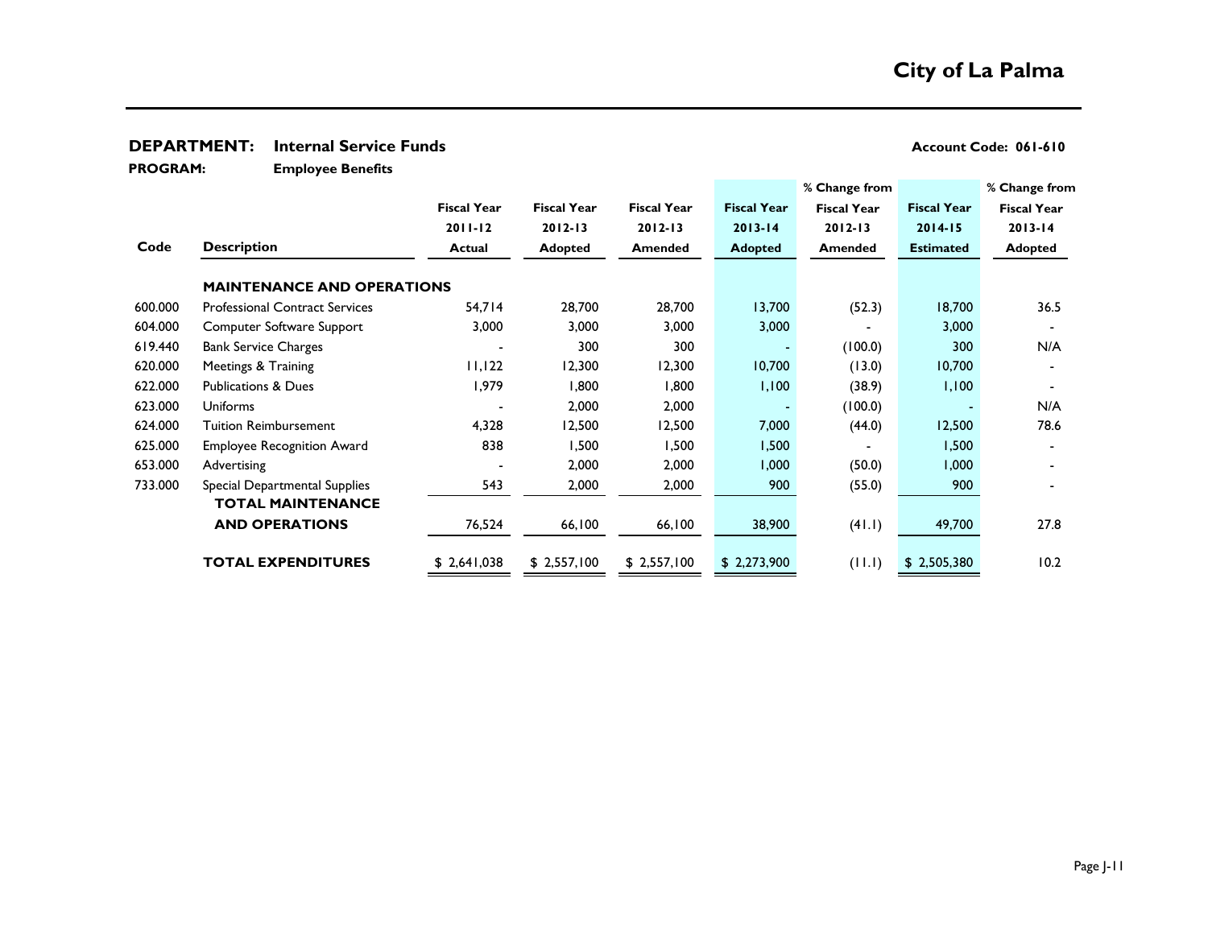# City of La Palma

**DEPARTMENT:** **Internal Service Funds** **Account Code: 061-610**

**PROGRAM:** **Employee Benefits**

| Code | Description | Fiscal Year 2011-12 Actual | Fiscal Year 2012-13 Adopted | Fiscal Year 2012-13 Amended | Fiscal Year 2013-14 Adopted | % Change from Fiscal Year 2012-13 Amended | Fiscal Year 2014-15 Estimated | % Change from Fiscal Year 2013-14 Adopted |
|---|---|---|---|---|---|---|---|---|
| | **MAINTENANCE AND OPERATIONS** | | | | | | | |
| 600.000 | Professional Contract Services | 54,714 | 28,700 | 28,700 | 13,700 | (52.3) | 18,700 | 36.5 |
| 604.000 | Computer Software Support | 3,000 | 3,000 | 3,000 | 3,000 | - | 3,000 | - |
| 619.440 | Bank Service Charges | - | 300 | 300 | - | (100.0) | 300 | N/A |
| 620.000 | Meetings & Training | 11,122 | 12,300 | 12,300 | 10,700 | (13.0) | 10,700 | - |
| 622.000 | Publications & Dues | 1,979 | 1,800 | 1,800 | 1,100 | (38.9) | 1,100 | - |
| 623.000 | Uniforms | - | 2,000 | 2,000 | - | (100.0) | - | N/A |
| 624.000 | Tuition Reimbursement | 4,328 | 12,500 | 12,500 | 7,000 | (44.0) | 12,500 | 78.6 |
| 625.000 | Employee Recognition Award | 838 | 1,500 | 1,500 | 1,500 | - | 1,500 | - |
| 653.000 | Advertising | - | 2,000 | 2,000 | 1,000 | (50.0) | 1,000 | - |
| 733.000 | Special Departmental Supplies | 543 | 2,000 | 2,000 | 900 | (55.0) | 900 | - |
| | **TOTAL MAINTENANCE AND OPERATIONS** | 76,524 | 66,100 | 66,100 | 38,900 | (41.1) | 49,700 | 27.8 |
| | **TOTAL EXPENDITURES** | $ 2,641,038 | $ 2,557,100 | $ 2,557,100 | $ 2,273,900 | (11.1) | $ 2,505,380 | 10.2 |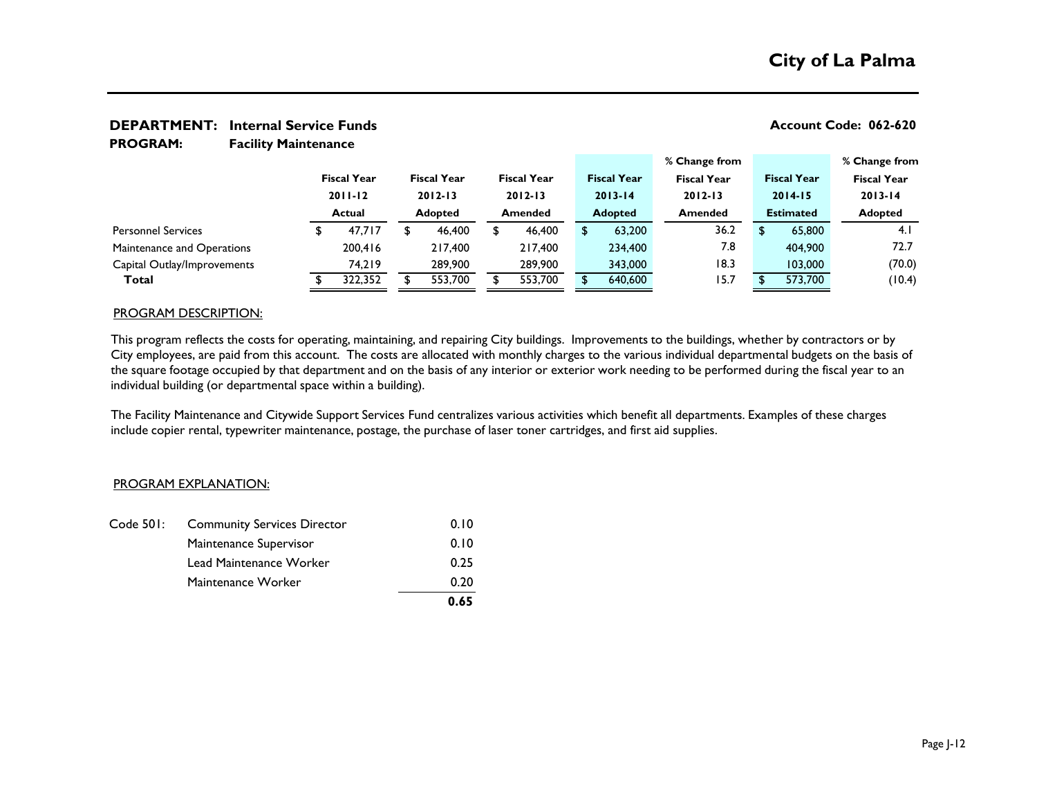## City of La Palma

**DEPARTMENT: Internal Service Funds** — **Account Code: 062-620**

**PROGRAM: Facility Maintenance**

| | Fiscal Year 2011-12 Actual | Fiscal Year 2012-13 Adopted | Fiscal Year 2012-13 Amended | Fiscal Year 2013-14 Adopted | % Change from Fiscal Year 2012-13 Amended | Fiscal Year 2014-15 Estimated | % Change from Fiscal Year 2013-14 Adopted |
|---|---|---|---|---|---|---|---|
| Personnel Services | $ 47,717 | $ 46,400 | $ 46,400 | $ 63,200 | 36.2 | $ 65,800 | 4.1 |
| Maintenance and Operations | 200,416 | 217,400 | 217,400 | 234,400 | 7.8 | 404,900 | 72.7 |
| Capital Outlay/Improvements | 74,219 | 289,900 | 289,900 | 343,000 | 18.3 | 103,000 | (70.0) |
| **Total** | $ 322,352 | $ 553,700 | $ 553,700 | $ 640,600 | 15.7 | $ 573,700 | (10.4) |

PROGRAM DESCRIPTION:

This program reflects the costs for operating, maintaining, and repairing City buildings. Improvements to the buildings, whether by contractors or by City employees, are paid from this account. The costs are allocated with monthly charges to the various individual departmental budgets on the basis of the square footage occupied by that department and on the basis of any interior or exterior work needing to be performed during the fiscal year to an individual building (or departmental space within a building).

The Facility Maintenance and Citywide Support Services Fund centralizes various activities which benefit all departments. Examples of these charges include copier rental, typewriter maintenance, postage, the purchase of laser toner cartridges, and first aid supplies.

PROGRAM EXPLANATION:

| | | |
|---|---|---|
| Code 501: | Community Services Director | 0.10 |
| | Maintenance Supervisor | 0.10 |
| | Lead Maintenance Worker | 0.25 |
| | Maintenance Worker | 0.20 |
| | | **0.65** |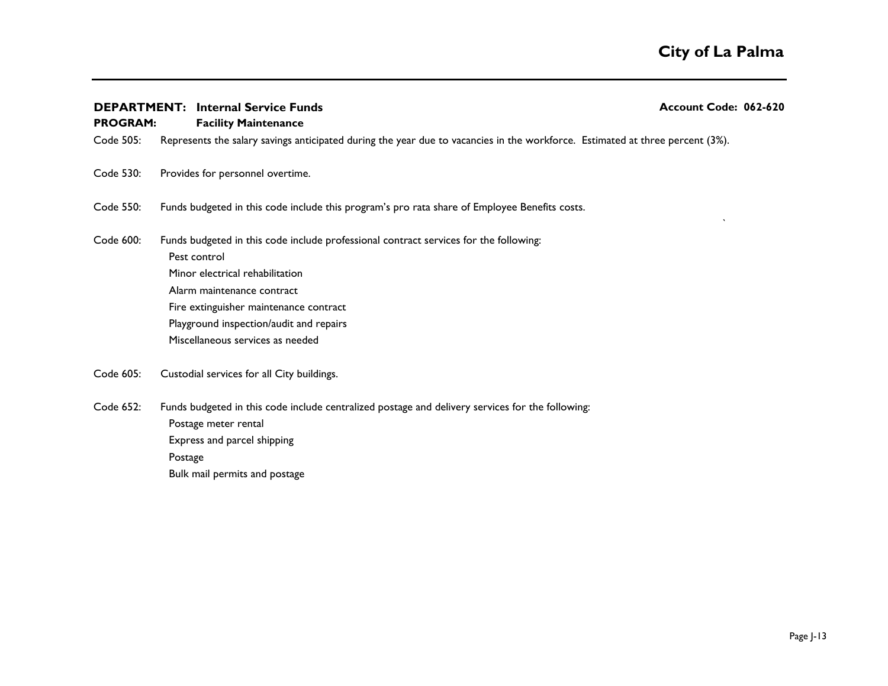**DEPARTMENT: Internal Service Funds** **Account Code: 062-620**

**PROGRAM: Facility Maintenance**

Code 505: Represents the salary savings anticipated during the year due to vacancies in the workforce. Estimated at three percent (3%).

Code 530: Provides for personnel overtime.

Code 550: Funds budgeted in this code include this program's pro rata share of Employee Benefits costs.

Code 600: Funds budgeted in this code include professional contract services for the following:

- Pest control
- Minor electrical rehabilitation
- Alarm maintenance contract
- Fire extinguisher maintenance contract
- Playground inspection/audit and repairs
- Miscellaneous services as needed

Code 605: Custodial services for all City buildings.

Code 652: Funds budgeted in this code include centralized postage and delivery services for the following:

- Postage meter rental
- Express and parcel shipping
- Postage
- Bulk mail permits and postage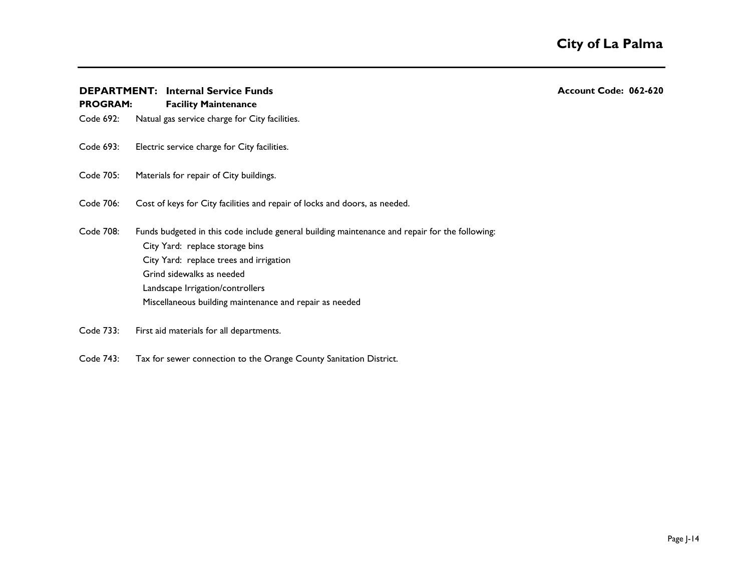**DEPARTMENT: Internal Service Funds** **Account Code: 062-620**

**PROGRAM: Facility Maintenance**

Code 692: Natual gas service charge for City facilities.

Code 693: Electric service charge for City facilities.

Code 705: Materials for repair of City buildings.

Code 706: Cost of keys for City facilities and repair of locks and doors, as needed.

Code 708: Funds budgeted in this code include general building maintenance and repair for the following:

- City Yard: replace storage bins
- City Yard: replace trees and irrigation
- Grind sidewalks as needed
- Landscape Irrigation/controllers
- Miscellaneous building maintenance and repair as needed

Code 733: First aid materials for all departments.

Code 743: Tax for sewer connection to the Orange County Sanitation District.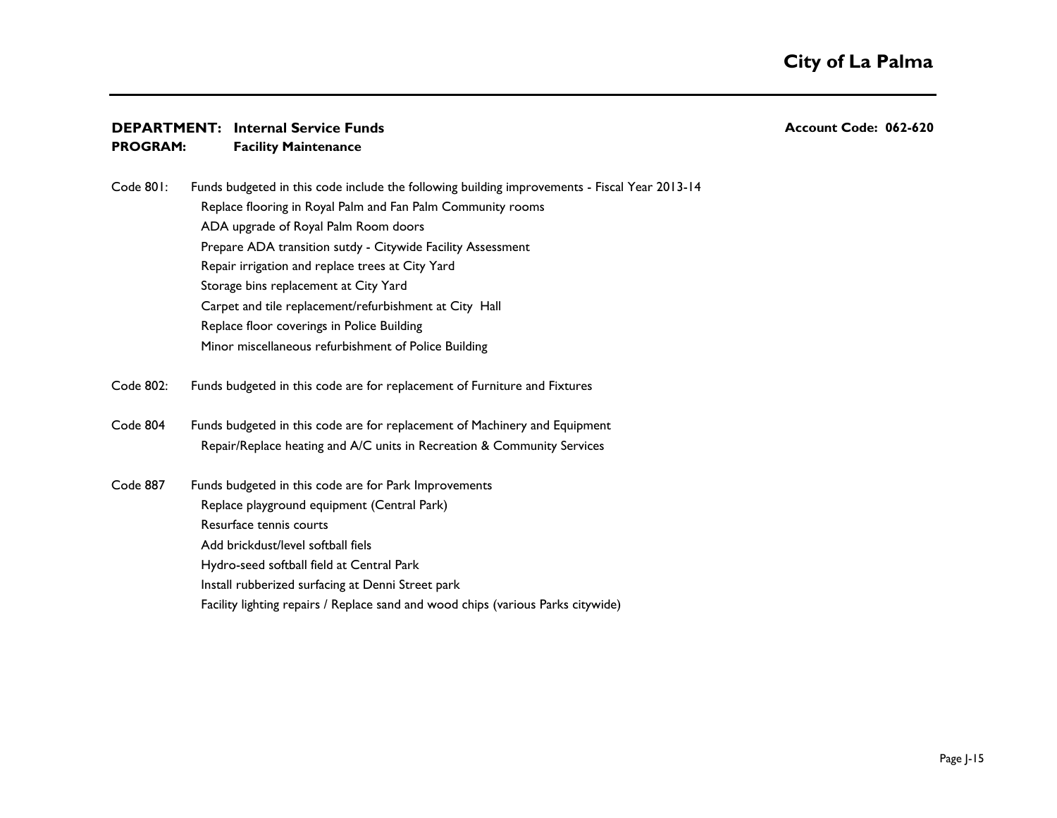**DEPARTMENT:** **Internal Service Funds** **Account Code: 062-620**
**PROGRAM:** **Facility Maintenance**

Code 801: Funds budgeted in this code include the following building improvements - Fiscal Year 2013-14
- Replace flooring in Royal Palm and Fan Palm Community rooms
- ADA upgrade of Royal Palm Room doors
- Prepare ADA transition sutdy - Citywide Facility Assessment
- Repair irrigation and replace trees at City Yard
- Storage bins replacement at City Yard
- Carpet and tile replacement/refurbishment at City Hall
- Replace floor coverings in Police Building
- Minor miscellaneous refurbishment of Police Building

Code 802: Funds budgeted in this code are for replacement of Furniture and Fixtures

Code 804 Funds budgeted in this code are for replacement of Machinery and Equipment
- Repair/Replace heating and A/C units in Recreation & Community Services

Code 887 Funds budgeted in this code are for Park Improvements
- Replace playground equipment (Central Park)
- Resurface tennis courts
- Add brickdust/level softball fiels
- Hydro-seed softball field at Central Park
- Install rubberized surfacing at Denni Street park
- Facility lighting repairs / Replace sand and wood chips (various Parks citywide)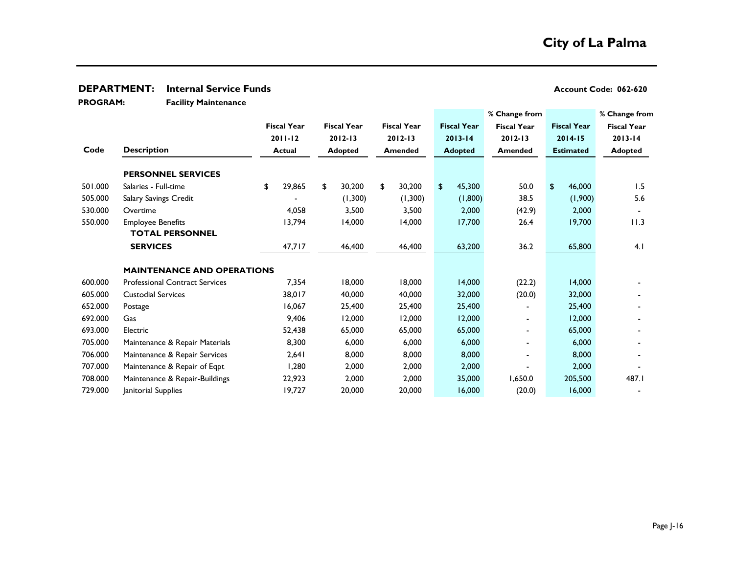# City of La Palma

**DEPARTMENT: Internal Service Funds** — **Account Code: 062-620**

**PROGRAM: Facility Maintenance**

| Code | Description | Fiscal Year 2011-12 Actual | Fiscal Year 2012-13 Adopted | Fiscal Year 2012-13 Amended | Fiscal Year 2013-14 Adopted | % Change from Fiscal Year 2012-13 Amended | Fiscal Year 2014-15 Estimated | % Change from Fiscal Year 2013-14 Adopted |
|---|---|---|---|---|---|---|---|---|
| | **PERSONNEL SERVICES** | | | | | | | |
| 501.000 | Salaries - Full-time | $ 29,865 | $ 30,200 | $ 30,200 | $ 45,300 | 50.0 | $ 46,000 | 1.5 |
| 505.000 | Salary Savings Credit | - | (1,300) | (1,300) | (1,800) | 38.5 | (1,900) | 5.6 |
| 530.000 | Overtime | 4,058 | 3,500 | 3,500 | 2,000 | (42.9) | 2,000 | - |
| 550.000 | Employee Benefits | 13,794 | 14,000 | 14,000 | 17,700 | 26.4 | 19,700 | 11.3 |
| | **TOTAL PERSONNEL SERVICES** | 47,717 | 46,400 | 46,400 | 63,200 | 36.2 | 65,800 | 4.1 |
| | **MAINTENANCE AND OPERATIONS** | | | | | | | |
| 600.000 | Professional Contract Services | 7,354 | 18,000 | 18,000 | 14,000 | (22.2) | 14,000 | - |
| 605.000 | Custodial Services | 38,017 | 40,000 | 40,000 | 32,000 | (20.0) | 32,000 | - |
| 652.000 | Postage | 16,067 | 25,400 | 25,400 | 25,400 | - | 25,400 | - |
| 692.000 | Gas | 9,406 | 12,000 | 12,000 | 12,000 | - | 12,000 | - |
| 693.000 | Electric | 52,438 | 65,000 | 65,000 | 65,000 | - | 65,000 | - |
| 705.000 | Maintenance & Repair Materials | 8,300 | 6,000 | 6,000 | 6,000 | - | 6,000 | - |
| 706.000 | Maintenance & Repair Services | 2,641 | 8,000 | 8,000 | 8,000 | - | 8,000 | - |
| 707.000 | Maintenance & Repair of Eqpt | 1,280 | 2,000 | 2,000 | 2,000 | - | 2,000 | - |
| 708.000 | Maintenance & Repair-Buildings | 22,923 | 2,000 | 2,000 | 35,000 | 1,650.0 | 205,500 | 487.1 |
| 729.000 | Janitorial Supplies | 19,727 | 20,000 | 20,000 | 16,000 | (20.0) | 16,000 | - |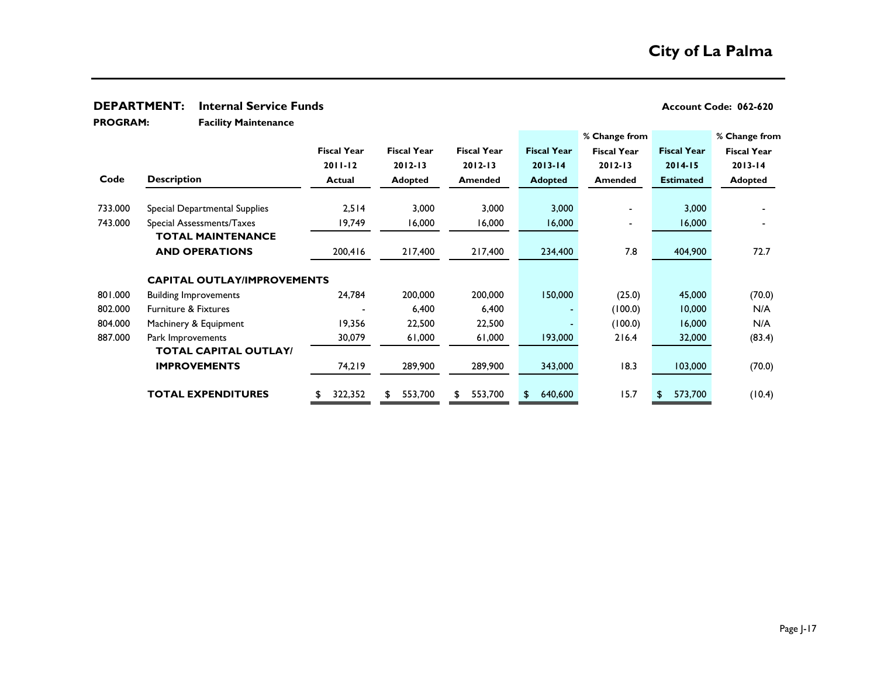# City of La Palma

**DEPARTMENT:** **Internal Service Funds** **Account Code: 062-620**

**PROGRAM:** **Facility Maintenance**

| Code | Description | Fiscal Year 2011-12 Actual | Fiscal Year 2012-13 Adopted | Fiscal Year 2012-13 Amended | Fiscal Year 2013-14 Adopted | % Change from Fiscal Year 2012-13 Amended | Fiscal Year 2014-15 Estimated | % Change from Fiscal Year 2013-14 Adopted |
|---|---|---|---|---|---|---|---|---|
| 733.000 | Special Departmental Supplies | 2,514 | 3,000 | 3,000 | 3,000 | - | 3,000 | - |
| 743.000 | Special Assessments/Taxes | 19,749 | 16,000 | 16,000 | 16,000 | - | 16,000 | - |
| | **TOTAL MAINTENANCE AND OPERATIONS** | 200,416 | 217,400 | 217,400 | 234,400 | 7.8 | 404,900 | 72.7 |
| | **CAPITAL OUTLAY/IMPROVEMENTS** | | | | | | | |
| 801.000 | Building Improvements | 24,784 | 200,000 | 200,000 | 150,000 | (25.0) | 45,000 | (70.0) |
| 802.000 | Furniture & Fixtures | - | 6,400 | 6,400 | - | (100.0) | 10,000 | N/A |
| 804.000 | Machinery & Equipment | 19,356 | 22,500 | 22,500 | - | (100.0) | 16,000 | N/A |
| 887.000 | Park Improvements | 30,079 | 61,000 | 61,000 | 193,000 | 216.4 | 32,000 | (83.4) |
| | **TOTAL CAPITAL OUTLAY/ IMPROVEMENTS** | 74,219 | 289,900 | 289,900 | 343,000 | 18.3 | 103,000 | (70.0) |
| | **TOTAL EXPENDITURES** | $ 322,352 | $ 553,700 | $ 553,700 | $ 640,600 | 15.7 | $ 573,700 | (10.4) |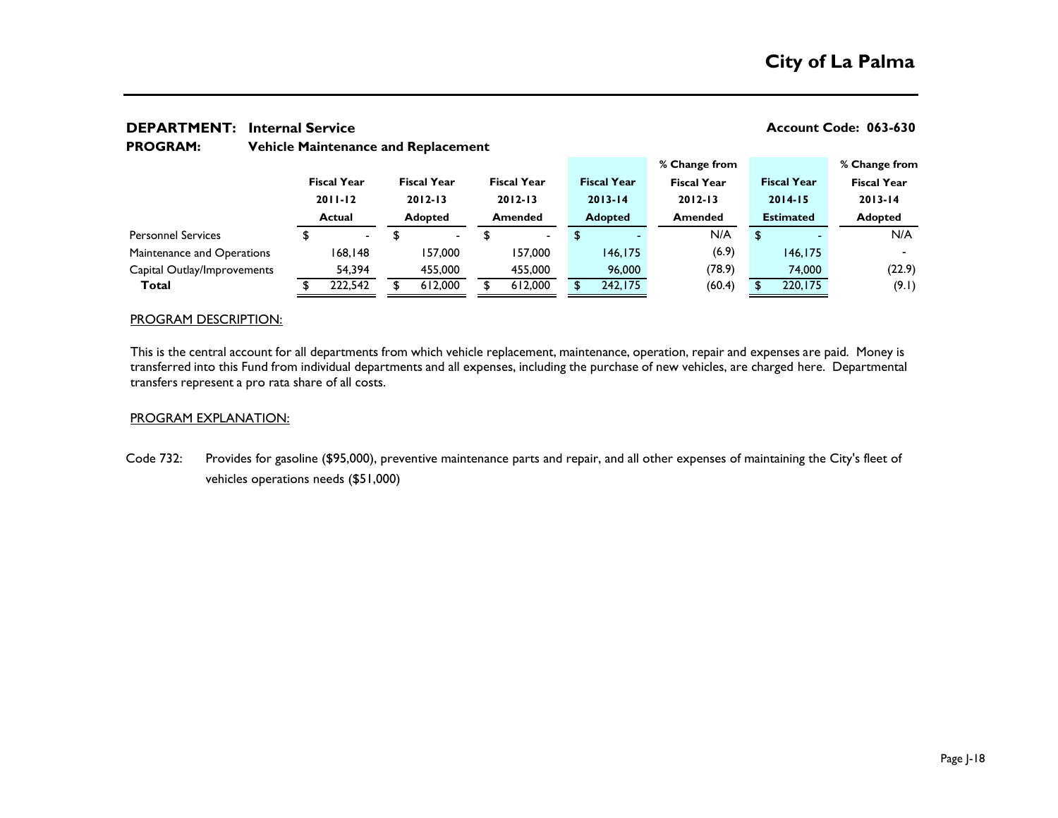# City of La Palma

**DEPARTMENT:** **Internal Service** **Account Code: 063-630**

**PROGRAM:** **Vehicle Maintenance and Replacement**

| | Fiscal Year 2011-12 Actual | Fiscal Year 2012-13 Adopted | Fiscal Year 2012-13 Amended | Fiscal Year 2013-14 Adopted | % Change from Fiscal Year 2012-13 Amended | Fiscal Year 2014-15 Estimated | % Change from Fiscal Year 2013-14 Adopted |
|---|---|---|---|---|---|---|---|
| Personnel Services | $ - | $ - | $ - | $ - | N/A | $ - | N/A |
| Maintenance and Operations | 168,148 | 157,000 | 157,000 | 146,175 | (6.9) | 146,175 | - |
| Capital Outlay/Improvements | 54,394 | 455,000 | 455,000 | 96,000 | (78.9) | 74,000 | (22.9) |
| **Total** | $ 222,542 | $ 612,000 | $ 612,000 | $ 242,175 | (60.4) | $ 220,175 | (9.1) |

PROGRAM DESCRIPTION:

This is the central account for all departments from which vehicle replacement, maintenance, operation, repair and expenses are paid. Money is transferred into this Fund from individual departments and all expenses, including the purchase of new vehicles, are charged here. Departmental transfers represent a pro rata share of all costs.

PROGRAM EXPLANATION:

Code 732: Provides for gasoline ($95,000), preventive maintenance parts and repair, and all other expenses of maintaining the City's fleet of vehicles operations needs ($51,000)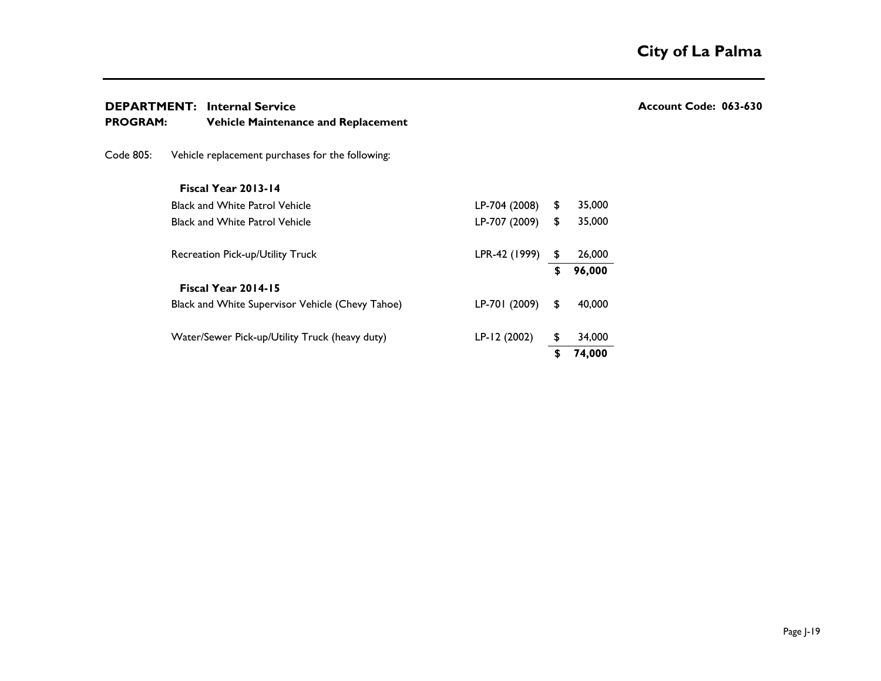**DEPARTMENT:** **Internal Service** **Account Code: 063-630**

**PROGRAM:** **Vehicle Maintenance and Replacement**

Code 805: Vehicle replacement purchases for the following:

| Description | Vehicle | Amount |
|---|---|---|
| **Fiscal Year 2013-14** | | |
| Black and White Patrol Vehicle | LP-704 (2008) | $ 35,000 |
| Black and White Patrol Vehicle | LP-707 (2009) | $ 35,000 |
| Recreation Pick-up/Utility Truck | LPR-42 (1999) | $ 26,000 |
| | | **$ 96,000** |
| **Fiscal Year 2014-15** | | |
| Black and White Supervisor Vehicle (Chevy Tahoe) | LP-701 (2009) | $ 40,000 |
| Water/Sewer Pick-up/Utility Truck (heavy duty) | LP-12 (2002) | $ 34,000 |
| | | **$ 74,000** |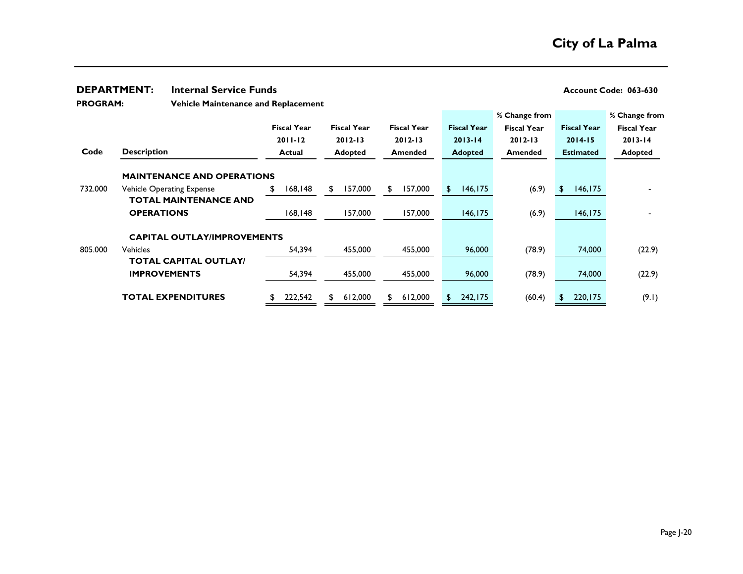# City of La Palma

**DEPARTMENT:** **Internal Service Funds** **Account Code: 063-630**

**PROGRAM:** **Vehicle Maintenance and Replacement**

| Code | Description | Fiscal Year 2011-12 Actual | Fiscal Year 2012-13 Adopted | Fiscal Year 2012-13 Amended | Fiscal Year 2013-14 Adopted | % Change from Fiscal Year 2012-13 Amended | Fiscal Year 2014-15 Estimated | % Change from Fiscal Year 2013-14 Adopted |
|---|---|---|---|---|---|---|---|---|
| | **MAINTENANCE AND OPERATIONS** | | | | | | | |
| 732.000 | Vehicle Operating Expense | $ 168,148 | $ 157,000 | $ 157,000 | $ 146,175 | (6.9) | $ 146,175 | - |
| | **TOTAL MAINTENANCE AND OPERATIONS** | 168,148 | 157,000 | 157,000 | 146,175 | (6.9) | 146,175 | - |
| | **CAPITAL OUTLAY/IMPROVEMENTS** | | | | | | | |
| 805.000 | Vehicles | 54,394 | 455,000 | 455,000 | 96,000 | (78.9) | 74,000 | (22.9) |
| | **TOTAL CAPITAL OUTLAY/ IMPROVEMENTS** | 54,394 | 455,000 | 455,000 | 96,000 | (78.9) | 74,000 | (22.9) |
| | **TOTAL EXPENDITURES** | $ 222,542 | $ 612,000 | $ 612,000 | $ 242,175 | (60.4) | $ 220,175 | (9.1) |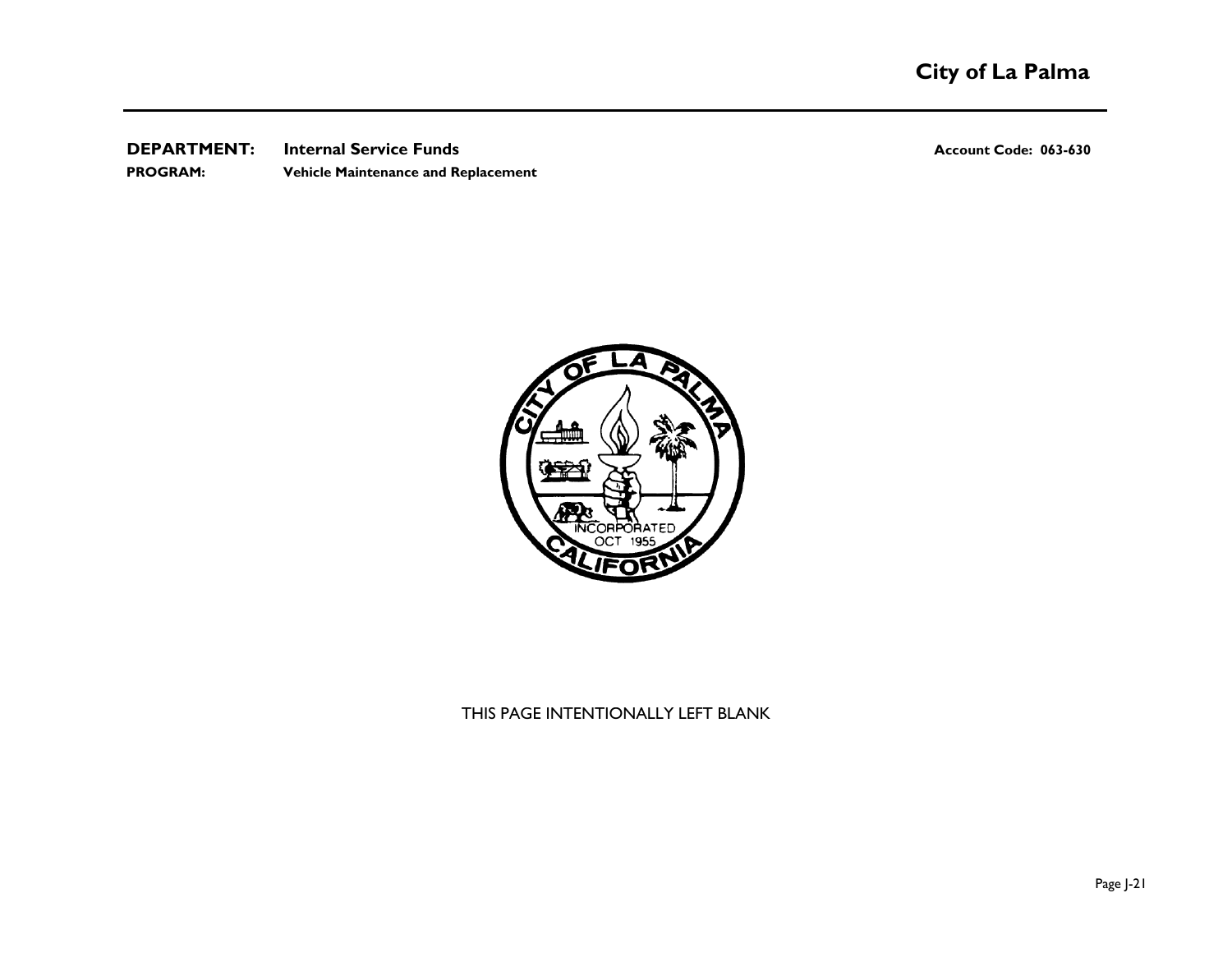**DEPARTMENT:** Internal Service Funds  
**PROGRAM:** Vehicle Maintenance and Replacement  
**Account Code: 063-630**

THIS PAGE INTENTIONALLY LEFT BLANK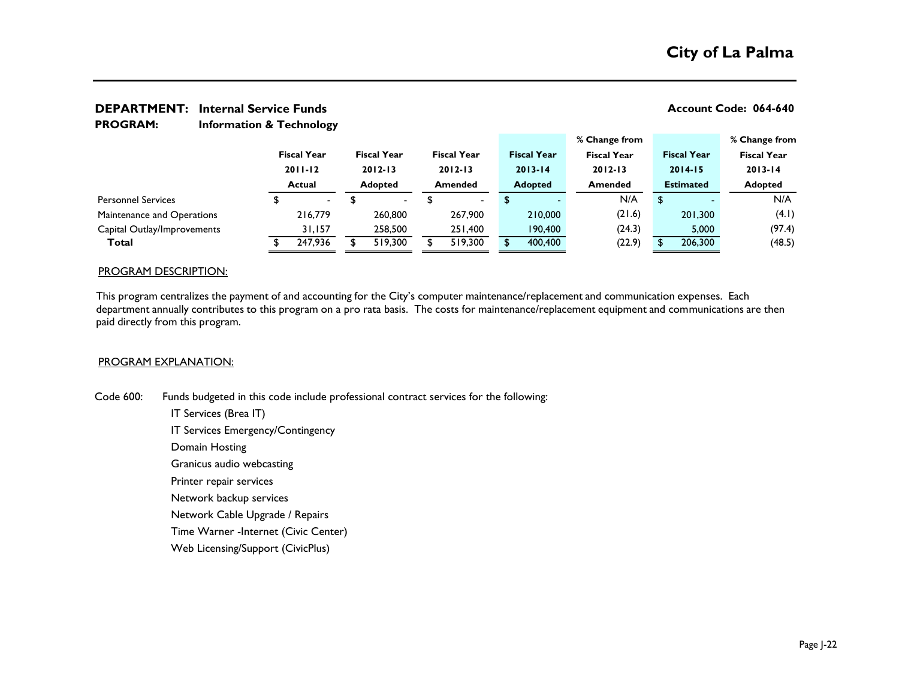# City of La Palma

**DEPARTMENT: Internal Service Funds** **Account Code: 064-640**

**PROGRAM: Information & Technology**

| | Fiscal Year 2011-12 Actual | Fiscal Year 2012-13 Adopted | Fiscal Year 2012-13 Amended | Fiscal Year 2013-14 Adopted | % Change from Fiscal Year 2012-13 Amended | Fiscal Year 2014-15 Estimated | % Change from Fiscal Year 2013-14 Adopted |
|---|---|---|---|---|---|---|---|
| Personnel Services | $ - | $ - | $ - | $ - | N/A | $ - | N/A |
| Maintenance and Operations | 216,779 | 260,800 | 267,900 | 210,000 | (21.6) | 201,300 | (4.1) |
| Capital Outlay/Improvements | 31,157 | 258,500 | 251,400 | 190,400 | (24.3) | 5,000 | (97.4) |
| **Total** | $ 247,936 | $ 519,300 | $ 519,300 | $ 400,400 | (22.9) | $ 206,300 | (48.5) |

PROGRAM DESCRIPTION:

This program centralizes the payment of and accounting for the City's computer maintenance/replacement and communication expenses. Each department annually contributes to this program on a pro rata basis. The costs for maintenance/replacement equipment and communications are then paid directly from this program.

PROGRAM EXPLANATION:

Code 600: Funds budgeted in this code include professional contract services for the following:

- IT Services (Brea IT)
- IT Services Emergency/Contingency
- Domain Hosting
- Granicus audio webcasting
- Printer repair services
- Network backup services
- Network Cable Upgrade / Repairs
- Time Warner -Internet (Civic Center)
- Web Licensing/Support (CivicPlus)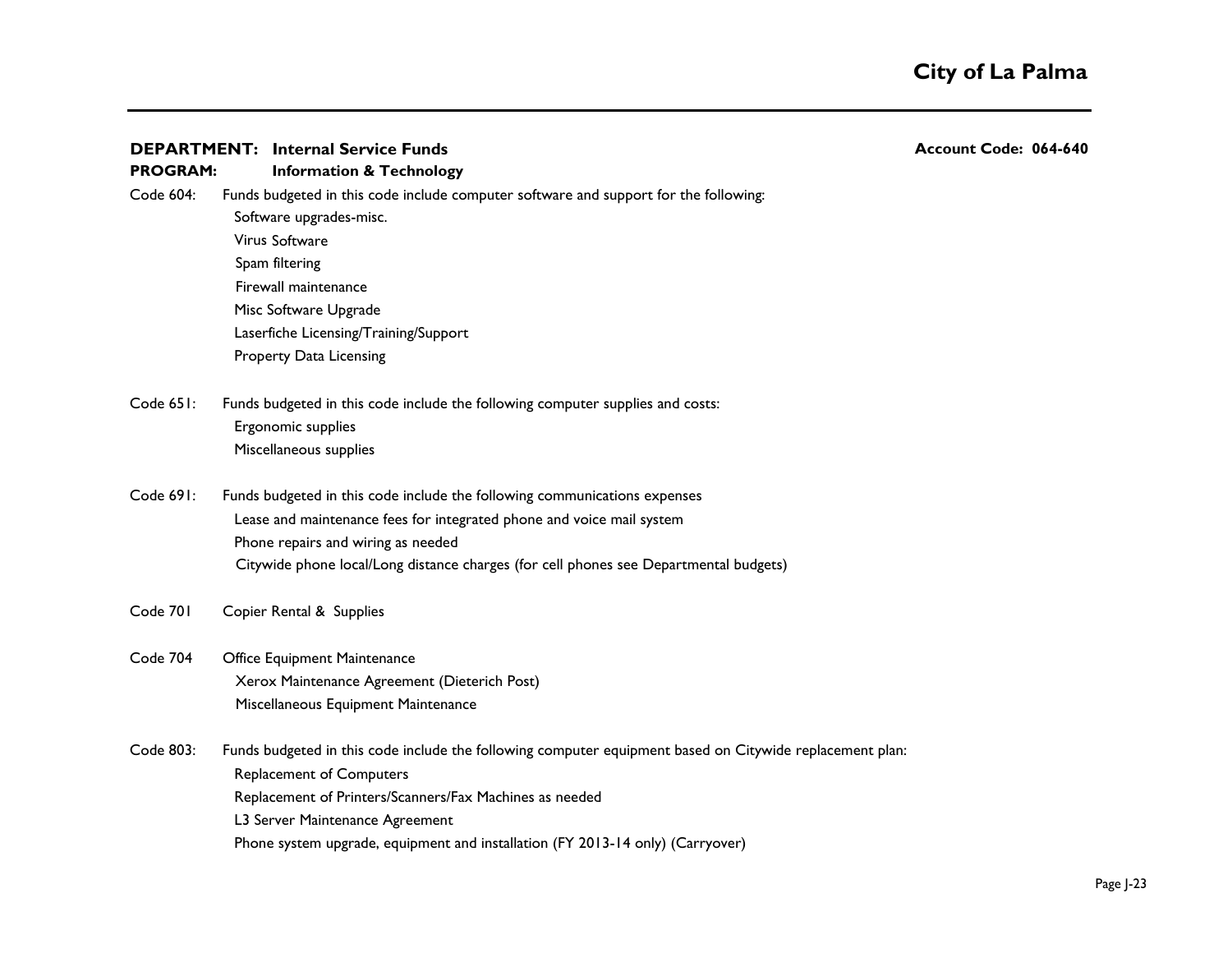**DEPARTMENT: Internal Service Funds** **Account Code: 064-640**

**PROGRAM: Information & Technology**

Code 604: Funds budgeted in this code include computer software and support for the following:

- Software upgrades-misc.
- Virus Software
- Spam filtering
- Firewall maintenance
- Misc Software Upgrade
- Laserfiche Licensing/Training/Support
- Property Data Licensing

Code 651: Funds budgeted in this code include the following computer supplies and costs:

- Ergonomic supplies
- Miscellaneous supplies

Code 691: Funds budgeted in this code include the following communications expenses

- Lease and maintenance fees for integrated phone and voice mail system
- Phone repairs and wiring as needed
- Citywide phone local/Long distance charges (for cell phones see Departmental budgets)

Code 701 Copier Rental & Supplies

Code 704 Office Equipment Maintenance

- Xerox Maintenance Agreement (Dieterich Post)
- Miscellaneous Equipment Maintenance

Code 803: Funds budgeted in this code include the following computer equipment based on Citywide replacement plan:

- Replacement of Computers
- Replacement of Printers/Scanners/Fax Machines as needed
- L3 Server Maintenance Agreement
- Phone system upgrade, equipment and installation (FY 2013-14 only) (Carryover)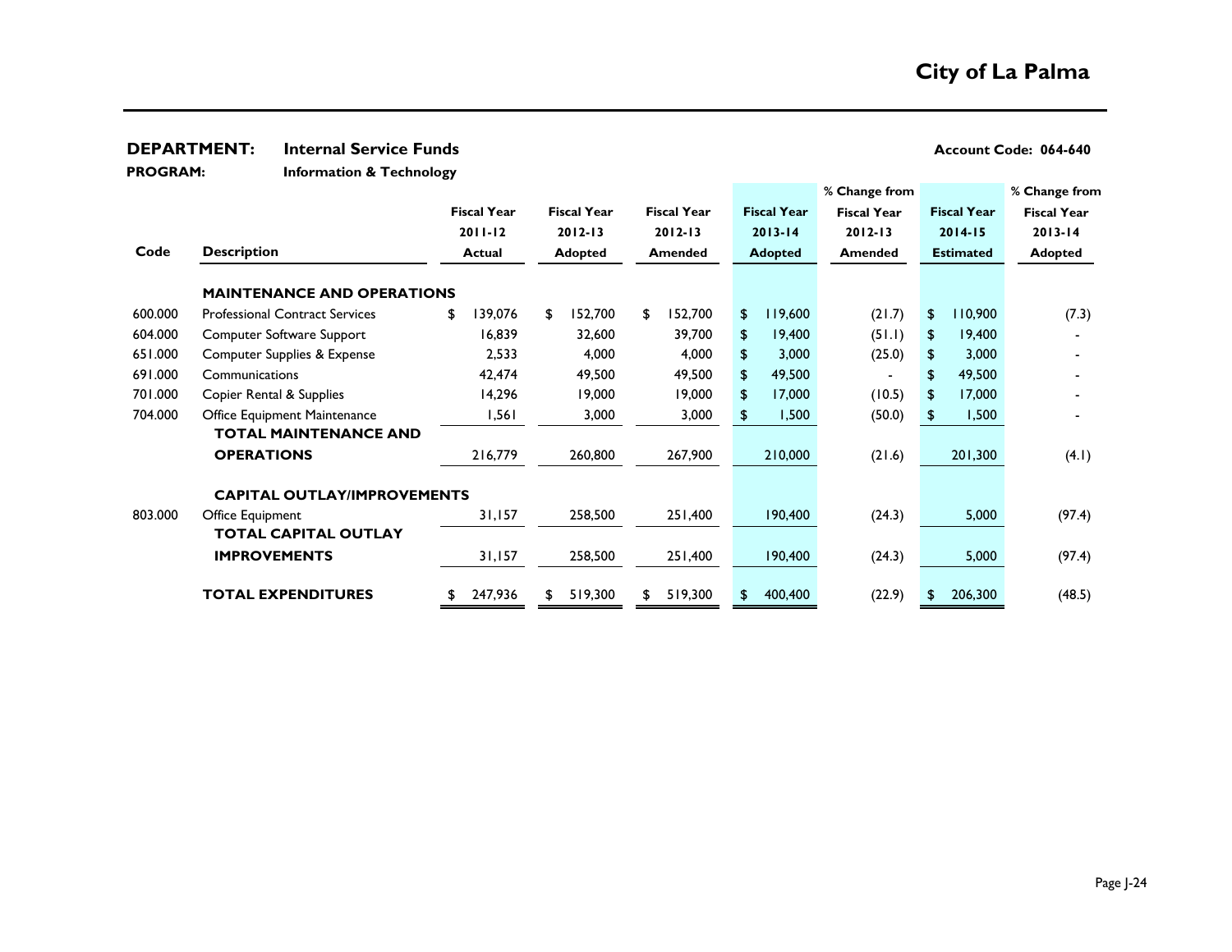# City of La Palma

**DEPARTMENT:** Internal Service Funds

**Account Code: 064-640**

**PROGRAM:** Information & Technology

| Code | Description | Fiscal Year 2011-12 Actual | Fiscal Year 2012-13 Adopted | Fiscal Year 2012-13 Amended | Fiscal Year 2013-14 Adopted | % Change from Fiscal Year 2012-13 Amended | Fiscal Year 2014-15 Estimated | % Change from Fiscal Year 2013-14 Adopted |
|---|---|---|---|---|---|---|---|---|
| | **MAINTENANCE AND OPERATIONS** | | | | | | | |
| 600.000 | Professional Contract Services | $ 139,076 | $ 152,700 | $ 152,700 | $ 119,600 | (21.7) | $ 110,900 | (7.3) |
| 604.000 | Computer Software Support | 16,839 | 32,600 | 39,700 | $ 19,400 | (51.1) | $ 19,400 | - |
| 651.000 | Computer Supplies & Expense | 2,533 | 4,000 | 4,000 | $ 3,000 | (25.0) | $ 3,000 | - |
| 691.000 | Communications | 42,474 | 49,500 | 49,500 | $ 49,500 | - | $ 49,500 | - |
| 701.000 | Copier Rental & Supplies | 14,296 | 19,000 | 19,000 | $ 17,000 | (10.5) | $ 17,000 | - |
| 704.000 | Office Equipment Maintenance | 1,561 | 3,000 | 3,000 | $ 1,500 | (50.0) | $ 1,500 | - |
| | **TOTAL MAINTENANCE AND OPERATIONS** | 216,779 | 260,800 | 267,900 | 210,000 | (21.6) | 201,300 | (4.1) |
| | **CAPITAL OUTLAY/IMPROVEMENTS** | | | | | | | |
| 803.000 | Office Equipment | 31,157 | 258,500 | 251,400 | 190,400 | (24.3) | 5,000 | (97.4) |
| | **TOTAL CAPITAL OUTLAY IMPROVEMENTS** | 31,157 | 258,500 | 251,400 | 190,400 | (24.3) | 5,000 | (97.4) |
| | **TOTAL EXPENDITURES** | $ 247,936 | $ 519,300 | $ 519,300 | $ 400,400 | (22.9) | $ 206,300 | (48.5) |